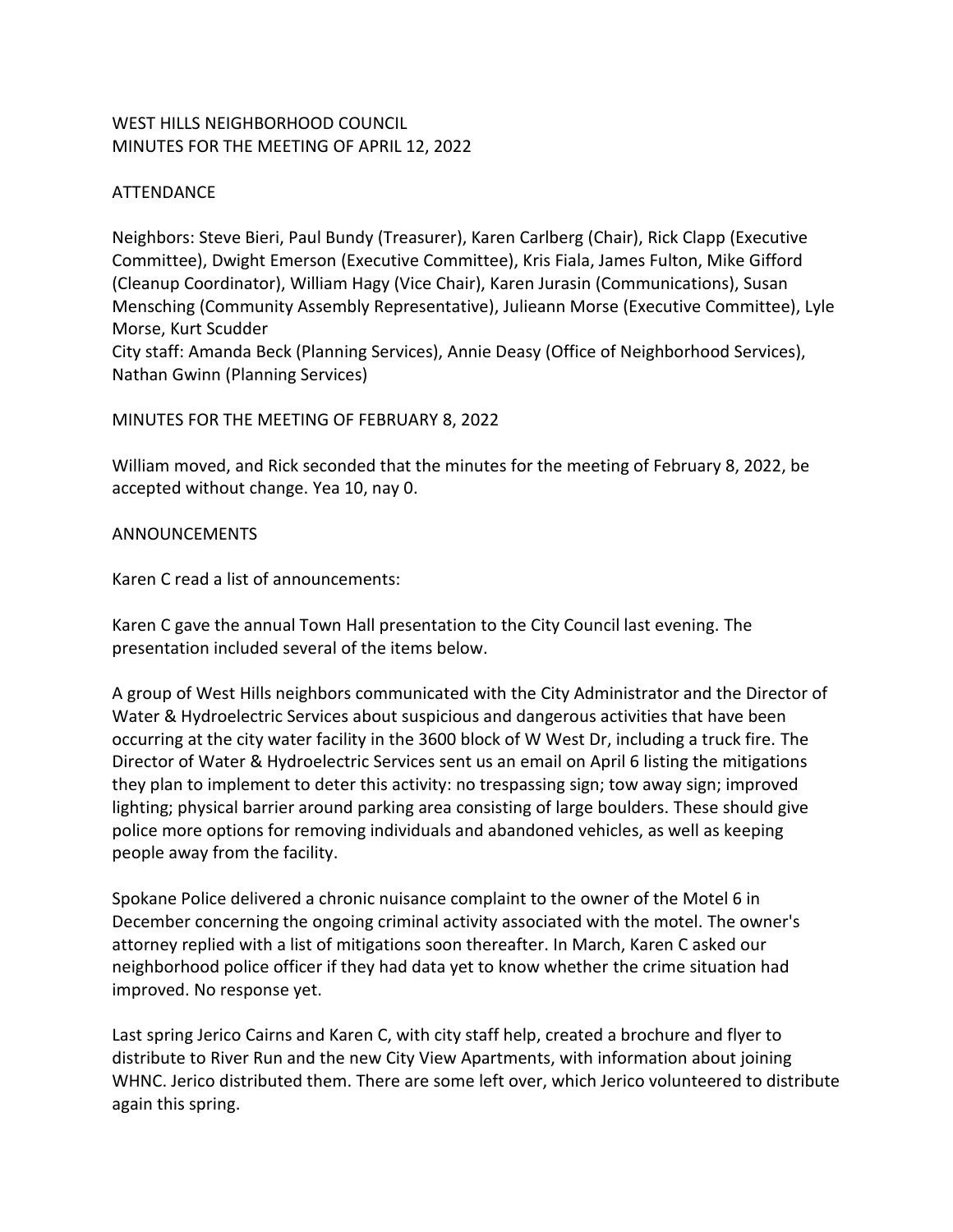WEST HILLS NEIGHBORHOOD COUNCIL
MINUTES FOR THE MEETING OF APRIL 12, 2022

ATTENDANCE

Neighbors: Steve Bieri, Paul Bundy (Treasurer), Karen Carlberg (Chair), Rick Clapp (Executive Committee), Dwight Emerson (Executive Committee), Kris Fiala, James Fulton, Mike Gifford (Cleanup Coordinator), William Hagy (Vice Chair), Karen Jurasin (Communications), Susan Mensching (Community Assembly Representative), Julieann Morse (Executive Committee), Lyle Morse, Kurt Scudder
City staff: Amanda Beck (Planning Services), Annie Deasy (Office of Neighborhood Services), Nathan Gwinn (Planning Services)

MINUTES FOR THE MEETING OF FEBRUARY 8, 2022

William moved, and Rick seconded that the minutes for the meeting of February 8, 2022, be accepted without change. Yea 10, nay 0.

ANNOUNCEMENTS

Karen C read a list of announcements:

Karen C gave the annual Town Hall presentation to the City Council last evening. The presentation included several of the items below.

A group of West Hills neighbors communicated with the City Administrator and the Director of Water & Hydroelectric Services about suspicious and dangerous activities that have been occurring at the city water facility in the 3600 block of W West Dr, including a truck fire. The Director of Water & Hydroelectric Services sent us an email on April 6 listing the mitigations they plan to implement to deter this activity: no trespassing sign; tow away sign; improved lighting; physical barrier around parking area consisting of large boulders. These should give police more options for removing individuals and abandoned vehicles, as well as keeping people away from the facility.

Spokane Police delivered a chronic nuisance complaint to the owner of the Motel 6 in December concerning the ongoing criminal activity associated with the motel. The owner's attorney replied with a list of mitigations soon thereafter. In March, Karen C asked our neighborhood police officer if they had data yet to know whether the crime situation had improved. No response yet.

Last spring Jerico Cairns and Karen C, with city staff help, created a brochure and flyer to distribute to River Run and the new City View Apartments, with information about joining WHNC. Jerico distributed them. There are some left over, which Jerico volunteered to distribute again this spring.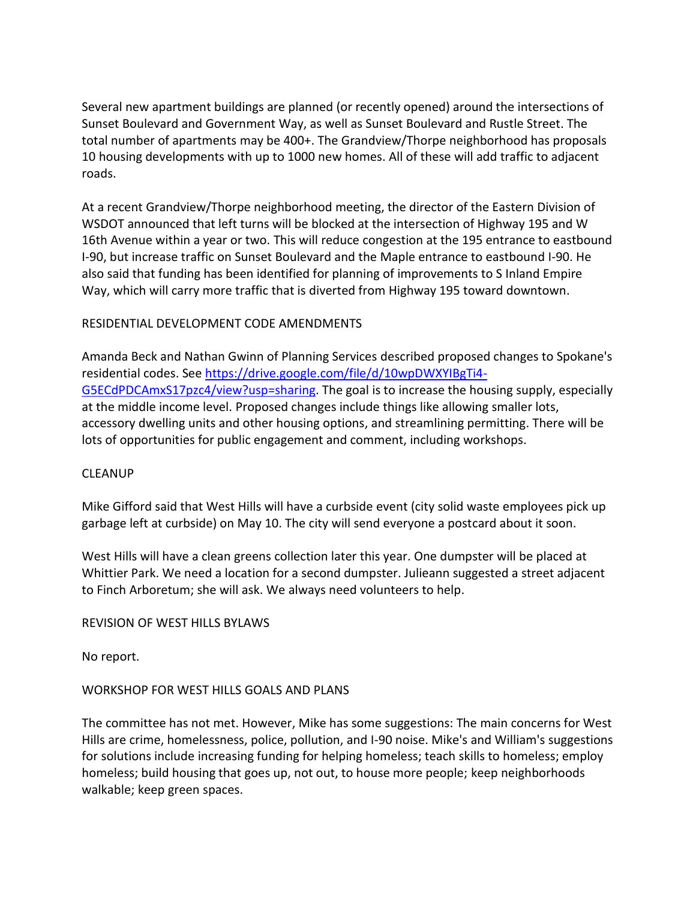Several new apartment buildings are planned (or recently opened) around the intersections of Sunset Boulevard and Government Way, as well as Sunset Boulevard and Rustle Street. The total number of apartments may be 400+. The Grandview/Thorpe neighborhood has proposals 10 housing developments with up to 1000 new homes. All of these will add traffic to adjacent roads.

At a recent Grandview/Thorpe neighborhood meeting, the director of the Eastern Division of WSDOT announced that left turns will be blocked at the intersection of Highway 195 and W 16th Avenue within a year or two. This will reduce congestion at the 195 entrance to eastbound I-90, but increase traffic on Sunset Boulevard and the Maple entrance to eastbound I-90. He also said that funding has been identified for planning of improvements to S Inland Empire Way, which will carry more traffic that is diverted from Highway 195 toward downtown.

## RESIDENTIAL DEVELOPMENT CODE AMENDMENTS

Amanda Beck and Nathan Gwinn of Planning Services described proposed changes to Spokane's residential codes. See [https://drive.google.com/file/d/10wpDWXYIBgTi4-G5ECdPDCAmxS17pzc4/view?usp=sharing](https://drive.google.com/file/d/10wpDWXYIBgTi4-G5ECdPDCAmxS17pzc4/view?usp=sharing). The goal is to increase the housing supply, especially at the middle income level. Proposed changes include things like allowing smaller lots, accessory dwelling units and other housing options, and streamlining permitting. There will be lots of opportunities for public engagement and comment, including workshops.

## CLEANUP

Mike Gifford said that West Hills will have a curbside event (city solid waste employees pick up garbage left at curbside) on May 10. The city will send everyone a postcard about it soon.

West Hills will have a clean greens collection later this year. One dumpster will be placed at Whittier Park. We need a location for a second dumpster. Julieann suggested a street adjacent to Finch Arboretum; she will ask. We always need volunteers to help.

## REVISION OF WEST HILLS BYLAWS

No report.

## WORKSHOP FOR WEST HILLS GOALS AND PLANS

The committee has not met. However, Mike has some suggestions: The main concerns for West Hills are crime, homelessness, police, pollution, and I-90 noise. Mike's and William's suggestions for solutions include increasing funding for helping homeless; teach skills to homeless; employ homeless; build housing that goes up, not out, to house more people; keep neighborhoods walkable; keep green spaces.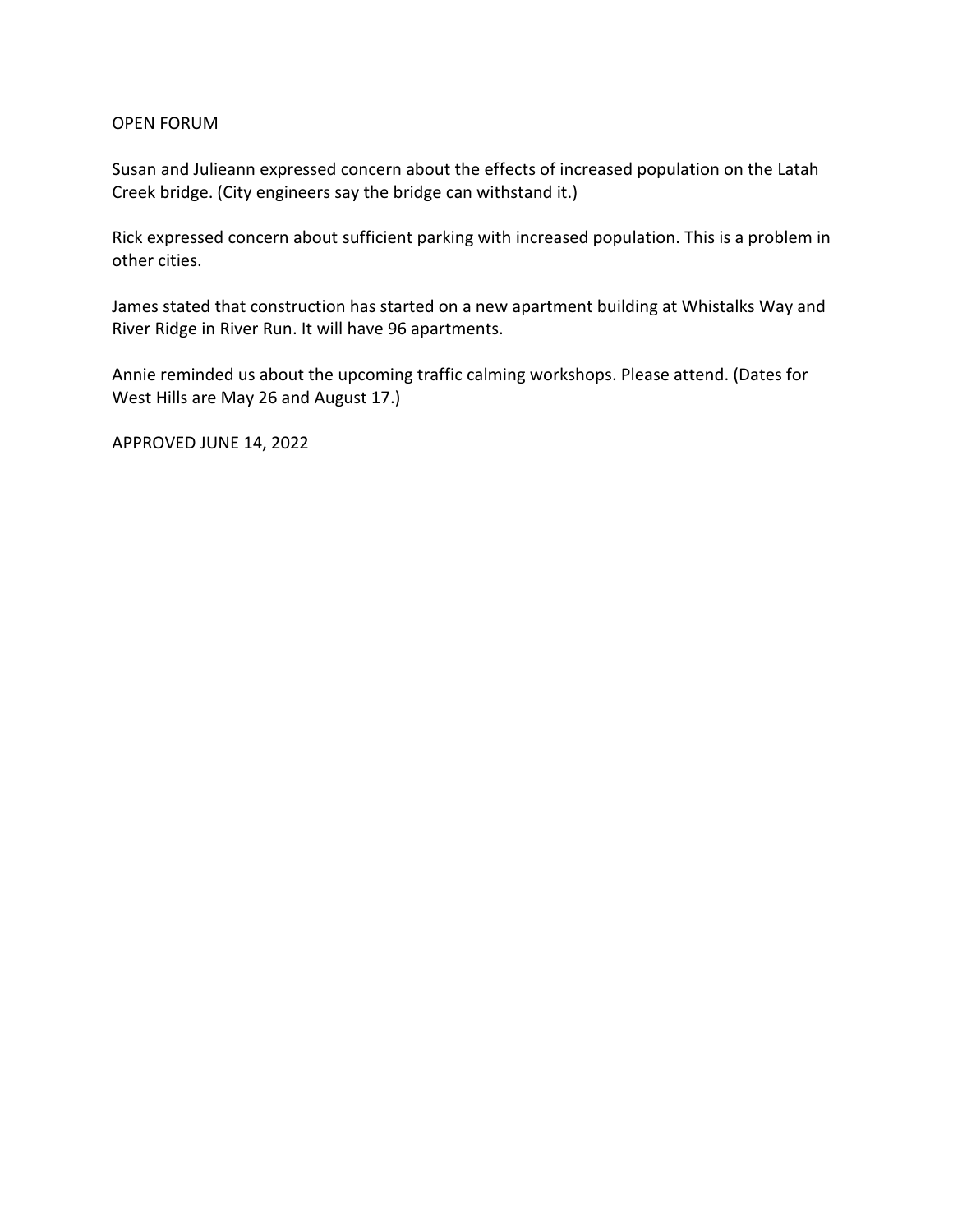## OPEN FORUM

Susan and Julieann expressed concern about the effects of increased population on the Latah Creek bridge. (City engineers say the bridge can withstand it.)

Rick expressed concern about sufficient parking with increased population. This is a problem in other cities.

James stated that construction has started on a new apartment building at Whistalks Way and River Ridge in River Run. It will have 96 apartments.

Annie reminded us about the upcoming traffic calming workshops. Please attend. (Dates for West Hills are May 26 and August 17.)

APPROVED JUNE 14, 2022